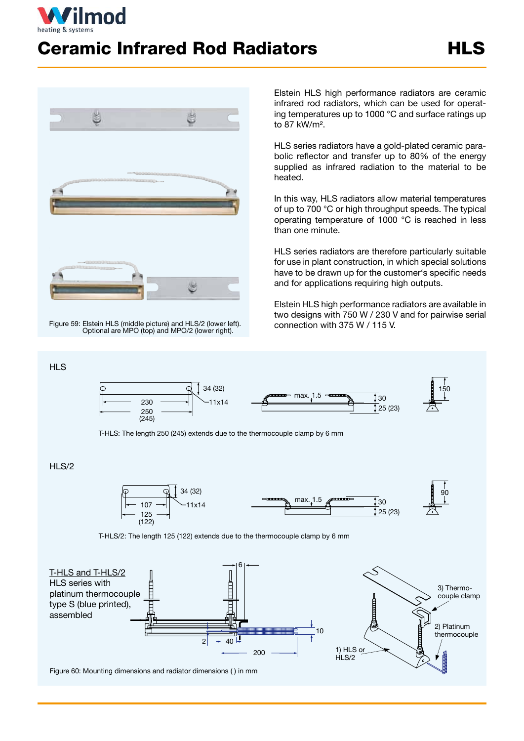# Ceramic Infrared Rod Radiators

## HLS

Figure 59: Elstein HLS (middle picture) and HLS/2 (lower left). Optional are MPO (top) and MPO/2 (lower right).

Elstein HLS high performance radiators are ceramic infrared rod radiators, which can be used for operating temperatures up to 1000 °C and surface ratings up to 87 kW/m².

HLS series radiators have a gold-plated ceramic parabolic reflector and transfer up to 80% of the energy supplied as infrared radiation to the material to be heated.

In this way, HLS radiators allow material temperatures of up to 700 °C or high throughput speeds. The typical operating temperature of 1000 °C is reached in less than one minute.

HLS series radiators are therefore particularly suitable for use in plant construction, in which special solutions have to be drawn up for the customer's specific needs and for applications requiring high outputs.

Elstein HLS high performance radiators are available in two designs with 750 W / 230 V and for pairwise serial connection with 375 W / 115 V.

HLS

34 (32) · 11x14 · 230 · 250 (245) · max. 1.5 · 30 · 25 (23) · 150

T-HLS: The length 250 (245) extends due to the thermocouple clamp by 6 mm

HLS/2

34 (32) · 11x14 · 107 · 125 (122) · max. 1.5 · 30 · 25 (23) · 90

T-HLS/2: The length 125 (122) extends due to the thermocouple clamp by 6 mm

T-HLS and T-HLS/2
HLS series with platinum thermocouple type S (blue printed), assembled

6 · 10 · 2 · 40 · 200

1) HLS or HLS/2
2) Platinum thermocouple
3) Thermocouple clamp

Figure 60: Mounting dimensions and radiator dimensions ( ) in mm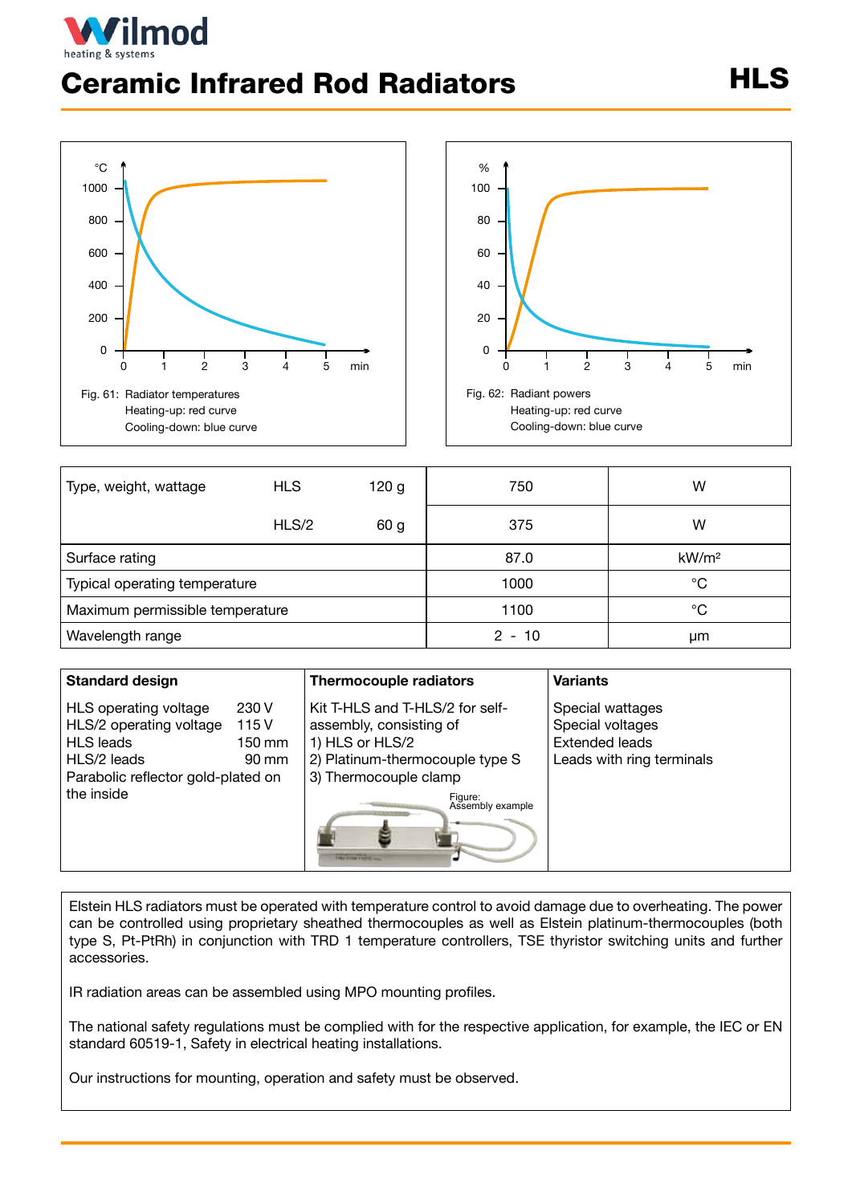Wilmod
heating & systems

# Ceramic Infrared Rod Radiators

# HLS

°C
1000
800
600
400
200
0
0 1 2 3 4 5 min

Fig. 61: Radiator temperatures
Heating-up: red curve
Cooling-down: blue curve

%
100
80
60
40
20
0
0 1 2 3 4 5 min

Fig. 62: Radiant powers
Heating-up: red curve
Cooling-down: blue curve

| | | | | |
|---|---|---|---|---|
| Type, weight, wattage | HLS | 120 g | 750 | W |
| | HLS/2 | 60 g | 375 | W |
| Surface rating | | | 87.0 | kW/m² |
| Typical operating temperature | | | 1000 | °C |
| Maximum permissible temperature | | | 1100 | °C |
| Wavelength range | | | 2 - 10 | µm |

| Standard design | | Thermocouple radiators | Variants |
|---|---|---|---|
| HLS operating voltage | 230 V | Kit T-HLS and T-HLS/2 for self-assembly, consisting of | Special wattages |
| HLS/2 operating voltage | 115 V | 1) HLS or HLS/2 | Special voltages |
| HLS leads | 150 mm | 2) Platinum-thermocouple type S | Extended leads |
| HLS/2 leads | 90 mm | 3) Thermocouple clamp | Leads with ring terminals |
| Parabolic reflector gold-plated on the inside | | Figure: Assembly example | |

Elstein HLS radiators must be operated with temperature control to avoid damage due to overheating. The power can be controlled using proprietary sheathed thermocouples as well as Elstein platinum-thermocouples (both type S, Pt-PtRh) in conjunction with TRD 1 temperature controllers, TSE thyristor switching units and further accessories.

IR radiation areas can be assembled using MPO mounting profiles.

The national safety regulations must be complied with for the respective application, for example, the IEC or EN standard 60519-1, Safety in electrical heating installations.

Our instructions for mounting, operation and safety must be observed.